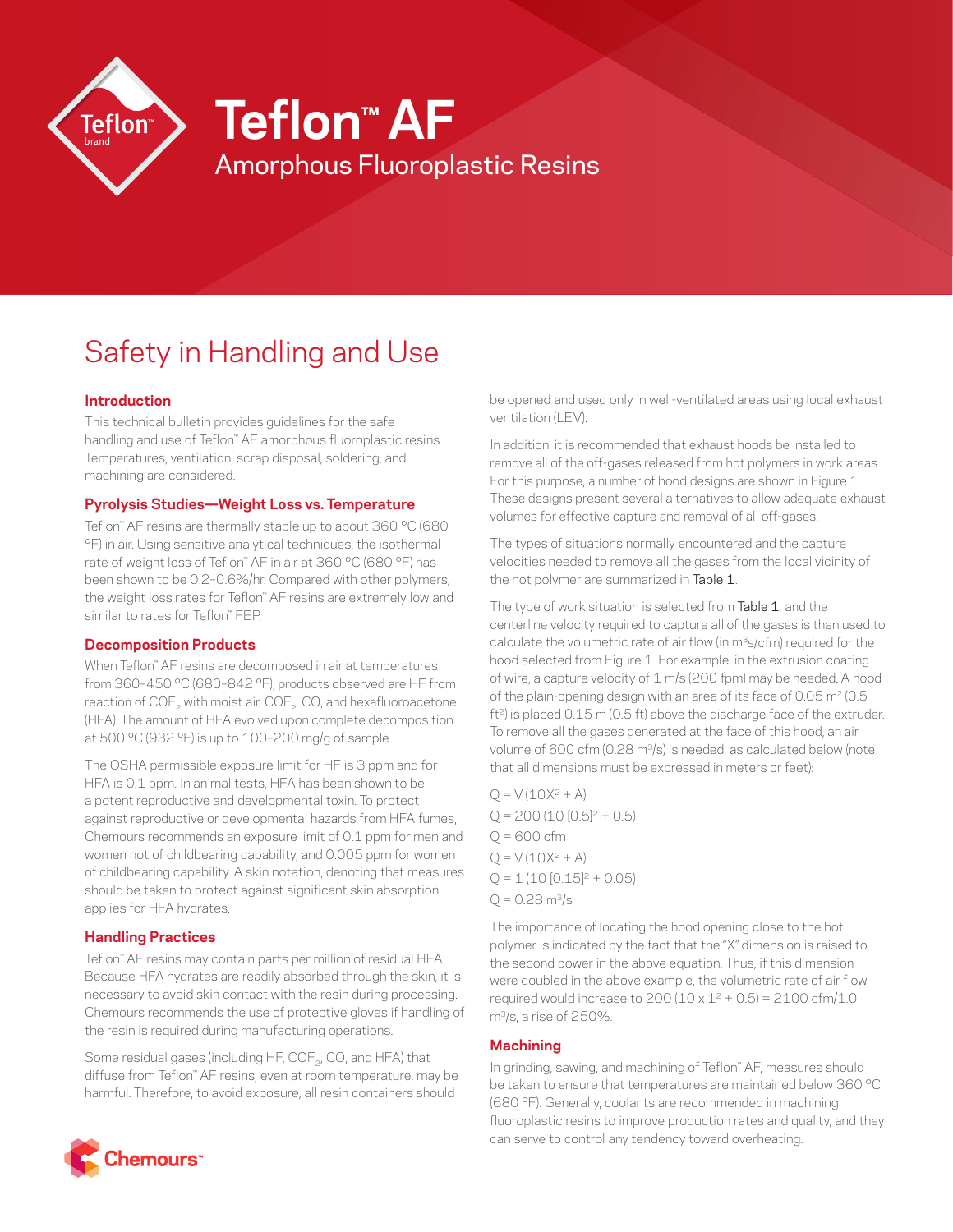# Teflon™ AF

## Amorphous Fluoroplastic Resins

# Safety in Handling and Use

### Introduction

This technical bulletin provides guidelines for the safe handling and use of Teflon™ AF amorphous fluoroplastic resins. Temperatures, ventilation, scrap disposal, soldering, and machining are considered.

### Pyrolysis Studies—Weight Loss vs. Temperature

Teflon™ AF resins are thermally stable up to about 360 °C (680 °F) in air. Using sensitive analytical techniques, the isothermal rate of weight loss of Teflon™ AF in air at 360 °C (680 °F) has been shown to be 0.2–0.6%/hr. Compared with other polymers, the weight loss rates for Teflon™ AF resins are extremely low and similar to rates for Teflon™ FEP.

### Decomposition Products

When Teflon™ AF resins are decomposed in air at temperatures from 360–450 °C (680–842 °F), products observed are HF from reaction of $COF_2$ with moist air, $COF_2$, CO, and hexafluoroacetone (HFA). The amount of HFA evolved upon complete decomposition at 500 °C (932 °F) is up to 100–200 mg/g of sample.

The OSHA permissible exposure limit for HF is 3 ppm and for HFA is 0.1 ppm. In animal tests, HFA has been shown to be a potent reproductive and developmental toxin. To protect against reproductive or developmental hazards from HFA fumes, Chemours recommends an exposure limit of 0.1 ppm for men and women not of childbearing capability, and 0.005 ppm for women of childbearing capability. A skin notation, denoting that measures should be taken to protect against significant skin absorption, applies for HFA hydrates.

### Handling Practices

Teflon™ AF resins may contain parts per million of residual HFA. Because HFA hydrates are readily absorbed through the skin, it is necessary to avoid skin contact with the resin during processing. Chemours recommends the use of protective gloves if handling of the resin is required during manufacturing operations.

Some residual gases (including HF, $COF_2$, CO, and HFA) that diffuse from Teflon™ AF resins, even at room temperature, may be harmful. Therefore, to avoid exposure, all resin containers should be opened and used only in well-ventilated areas using local exhaust ventilation (LEV).

In addition, it is recommended that exhaust hoods be installed to remove all of the off-gases released from hot polymers in work areas. For this purpose, a number of hood designs are shown in Figure 1. These designs present several alternatives to allow adequate exhaust volumes for effective capture and removal of all off-gases.

The types of situations normally encountered and the capture velocities needed to remove all the gases from the local vicinity of the hot polymer are summarized in Table 1.

The type of work situation is selected from Table 1, and the centerline velocity required to capture all of the gases is then used to calculate the volumetric rate of air flow (in $m^3$s/cfm) required for the hood selected from Figure 1. For example, in the extrusion coating of wire, a capture velocity of 1 m/s (200 fpm) may be needed. A hood of the plain-opening design with an area of its face of 0.05 $m^2$ (0.5 $ft^2$) is placed 0.15 m (0.5 ft) above the discharge face of the extruder. To remove all the gases generated at the face of this hood, an air volume of 600 cfm (0.28 $m^3$/s) is needed, as calculated below (note that all dimensions must be expressed in meters or feet):

$$Q = V(10X^2 + A)$$
$$Q = 200\,(10\,[0.5]^2 + 0.5)$$
$$Q = 600 \text{ cfm}$$
$$Q = V(10X^2 + A)$$
$$Q = 1\,(10\,[0.15]^2 + 0.05)$$
$$Q = 0.28 \text{ m}^3\text{/s}$$

The importance of locating the hood opening close to the hot polymer is indicated by the fact that the "X" dimension is raised to the second power in the above equation. Thus, if this dimension were doubled in the above example, the volumetric rate of air flow required would increase to $200\,(10 \times 1^2 + 0.5) = 2100$ cfm/1.0 $m^3$/s, a rise of 250%.

### Machining

In grinding, sawing, and machining of Teflon™ AF, measures should be taken to ensure that temperatures are maintained below 360 °C (680 °F). Generally, coolants are recommended in machining fluoroplastic resins to improve production rates and quality, and they can serve to control any tendency toward overheating.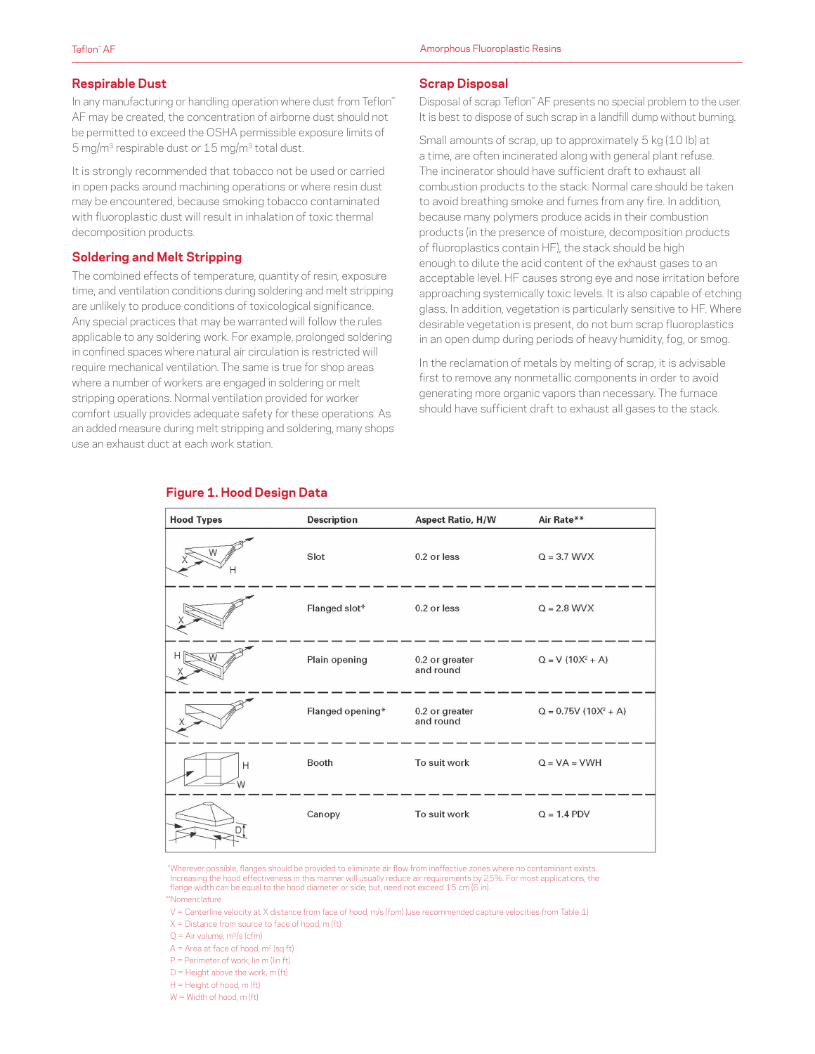## Respirable Dust

In any manufacturing or handling operation where dust from Teflon™ AF may be created, the concentration of airborne dust should not be permitted to exceed the OSHA permissible exposure limits of 5 mg/m³ respirable dust or 15 mg/m³ total dust.

It is strongly recommended that tobacco not be used or carried in open packs around machining operations or where resin dust may be encountered, because smoking tobacco contaminated with fluoroplastic dust will result in inhalation of toxic thermal decomposition products.

## Soldering and Melt Stripping

The combined effects of temperature, quantity of resin, exposure time, and ventilation conditions during soldering and melt stripping are unlikely to produce conditions of toxicological significance. Any special practices that may be warranted will follow the rules applicable to any soldering work. For example, prolonged soldering in confined spaces where natural air circulation is restricted will require mechanical ventilation. The same is true for shop areas where a number of workers are engaged in soldering or melt stripping operations. Normal ventilation provided for worker comfort usually provides adequate safety for these operations. As an added measure during melt stripping and soldering, many shops use an exhaust duct at each work station.

## Scrap Disposal

Disposal of scrap Teflon™ AF presents no special problem to the user. It is best to dispose of such scrap in a landfill dump without burning.

Small amounts of scrap, up to approximately 5 kg (10 lb) at a time, are often incinerated along with general plant refuse. The incinerator should have sufficient draft to exhaust all combustion products to the stack. Normal care should be taken to avoid breathing smoke and fumes from any fire. In addition, because many polymers produce acids in their combustion products (in the presence of moisture, decomposition products of fluoroplastics contain HF), the stack should be high enough to dilute the acid content of the exhaust gases to an acceptable level. HF causes strong eye and nose irritation before approaching systemically toxic levels. It is also capable of etching glass. In addition, vegetation is particularly sensitive to HF. Where desirable vegetation is present, do not burn scrap fluoroplastics in an open dump during periods of heavy humidity, fog, or smog.

In the reclamation of metals by melting of scrap, it is advisable first to remove any nonmetallic components in order to avoid generating more organic vapors than necessary. The furnace should have sufficient draft to exhaust all gases to the stack.

### Figure 1. Hood Design Data

| Hood Types | Description | Aspect Ratio, H/W | Air Rate** |
|---|---|---|---|
| | Slot | 0.2 or less | $Q = 3.7\ WVX$ |
| | Flanged slot* | 0.2 or less | $Q = 2.8\ WVX$ |
| | Plain opening | 0.2 or greater and round | $Q = V\ (10X^2 + A)$ |
| | Flanged opening* | 0.2 or greater and round | $Q = 0.75V\ (10X^2 + A)$ |
| | Booth | To suit work | $Q = VA = VWH$ |
| | Canopy | To suit work | $Q = 1.4\ PDV$ |

*Wherever possible, flanges should be provided to eliminate air flow from ineffective zones where no contaminant exists. Increasing the hood effectiveness in this manner will usually reduce air requirements by 25%. For most applications, the flange width can be equal to the hood diameter or side; but, need not exceed 15 cm (6 in).

**Nomenclature

V = Centerline velocity at X distance from face of hood, m/s (fpm) (use recommended capture velocities from Table 1)
X = Distance from source to face of hood, m (ft)
Q = Air volume, m³/s (cfm)
A = Area at face of hood, m² (sq ft)
P = Perimeter of work, lin m (lin ft)
D = Height above the work, m (ft)
H = Height of hood, m (ft)
W = Width of hood, m (ft)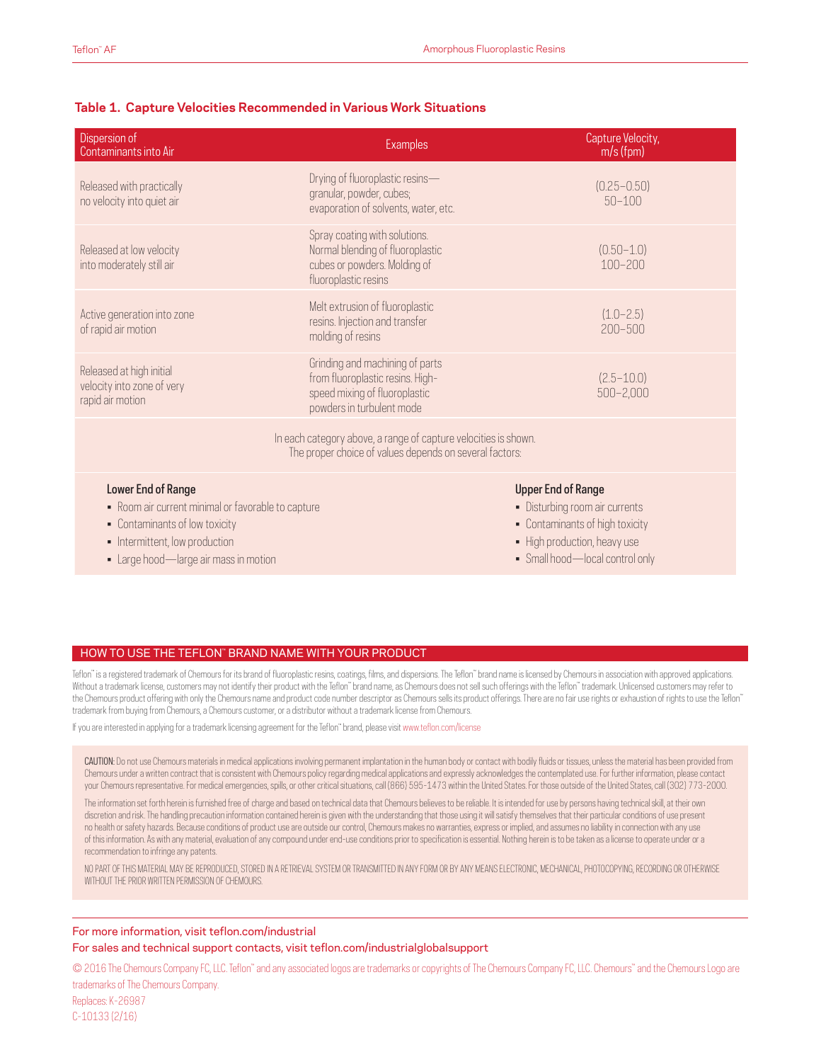### Table 1. Capture Velocities Recommended in Various Work Situations

| Dispersion of Contaminants into Air | Examples | Capture Velocity, m/s (fpm) |
|---|---|---|
| Released with practically no velocity into quiet air | Drying of fluoroplastic resins—granular, powder, cubes; evaporation of solvents, water, etc. | (0.25–0.50) 50–100 |
| Released at low velocity into moderately still air | Spray coating with solutions. Normal blending of fluoroplastic cubes or powders. Molding of fluoroplastic resins | (0.50–1.0) 100–200 |
| Active generation into zone of rapid air motion | Melt extrusion of fluoroplastic resins. Injection and transfer molding of resins | (1.0–2.5) 200–500 |
| Released at high initial velocity into zone of very rapid air motion | Grinding and machining of parts from fluoroplastic resins. High-speed mixing of fluoroplastic powders in turbulent mode | (2.5–10.0) 500–2,000 |

In each category above, a range of capture velocities is shown. The proper choice of values depends on several factors:

**Lower End of Range**

- Room air current minimal or favorable to capture
- Contaminants of low toxicity
- Intermittent, low production
- Large hood—large air mass in motion

**Upper End of Range**

- Disturbing room air currents
- Contaminants of high toxicity
- High production, heavy use
- Small hood—local control only

## HOW TO USE THE TEFLON™ BRAND NAME WITH YOUR PRODUCT

Teflon™ is a registered trademark of Chemours for its brand of fluoroplastic resins, coatings, films, and dispersions. The Teflon™ brand name is licensed by Chemours in association with approved applications. Without a trademark license, customers may not identify their product with the Teflon™ brand name, as Chemours does not sell such offerings with the Teflon™ trademark. Unlicensed customers may refer to the Chemours product offering with only the Chemours name and product code number descriptor as Chemours sells its product offerings. There are no fair use rights or exhaustion of rights to use the Teflon™ trademark from buying from Chemours, a Chemours customer, or a distributor without a trademark license from Chemours.

If you are interested in applying for a trademark licensing agreement for the Teflon™ brand, please visit www.teflon.com/license

CAUTION: Do not use Chemours materials in medical applications involving permanent implantation in the human body or contact with bodily fluids or tissues, unless the material has been provided from Chemours under a written contract that is consistent with Chemours policy regarding medical applications and expressly acknowledges the contemplated use. For further information, please contact your Chemours representative. For medical emergencies, spills, or other critical situations, call (866) 595-1473 within the United States. For those outside of the United States, call (302) 773-2000.

The information set forth herein is furnished free of charge and based on technical data that Chemours believes to be reliable. It is intended for use by persons having technical skill, at their own discretion and risk. The handling precaution information contained herein is given with the understanding that those using it will satisfy themselves that their particular conditions of use present no health or safety hazards. Because conditions of product use are outside our control, Chemours makes no warranties, express or implied, and assumes no liability in connection with any use of this information. As with any material, evaluation of any compound under end-use conditions prior to specification is essential. Nothing herein is to be taken as a license to operate under or a recommendation to infringe any patents.

NO PART OF THIS MATERIAL MAY BE REPRODUCED, STORED IN A RETRIEVAL SYSTEM OR TRANSMITTED IN ANY FORM OR BY ANY MEANS ELECTRONIC, MECHANICAL, PHOTOCOPYING, RECORDING OR OTHERWISE WITHOUT THE PRIOR WRITTEN PERMISSION OF CHEMOURS.

For more information, visit teflon.com/industrial

For sales and technical support contacts, visit teflon.com/industrialglobalsupport

© 2016 The Chemours Company FC, LLC. Teflon™ and any associated logos are trademarks or copyrights of The Chemours Company FC, LLC. Chemours™ and the Chemours Logo are trademarks of The Chemours Company.

Replaces: K-26987

C-10133 (2/16)